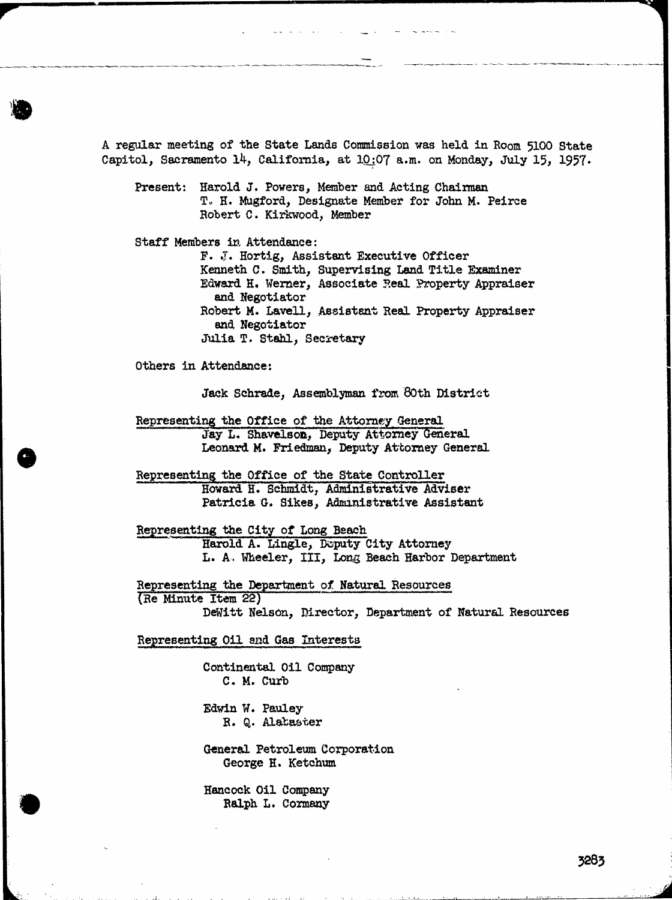A regular meeting of the State Lands Commission was held in Room 5100 State Capitol, Sacramento 14, California, at 10:07 a.m. on Monday, July 15, 1957.

Present: Harold J. Powers, Member and Acting Chairman
T. H. Mugford, Designate Member for John M. Peirce
Robert C. Kirkwood, Member

Staff Members in Attendance:
F. J. Hortig, Assistant Executive Officer
Kenneth C. Smith, Supervising Land Title Examiner
Edward H. Werner, Associate Real Property Appraiser and Negotiator
Robert M. Lavell, Assistant Real Property Appraiser and Negotiator
Julia T. Stahl, Secretary

Others in Attendance:

Jack Schrade, Assemblyman from 80th District

Representing the Office of the Attorney General
Jay L. Shavelson, Deputy Attorney General
Leonard M. Friedman, Deputy Attorney General

Representing the Office of the State Controller
Howard H. Schmidt, Administrative Adviser
Patricia G. Sikes, Administrative Assistant

Representing the City of Long Beach
Harold A. Lingle, Deputy City Attorney
L. A. Wheeler, III, Long Beach Harbor Department

Representing the Department of Natural Resources
(Re Minute Item 22)
DeWitt Nelson, Director, Department of Natural Resources

Representing Oil and Gas Interests

Continental Oil Company
C. M. Curb

Edwin W. Pauley
R. Q. Alabaster

General Petroleum Corporation
George H. Ketchum

Hancock Oil Company
Ralph L. Cormany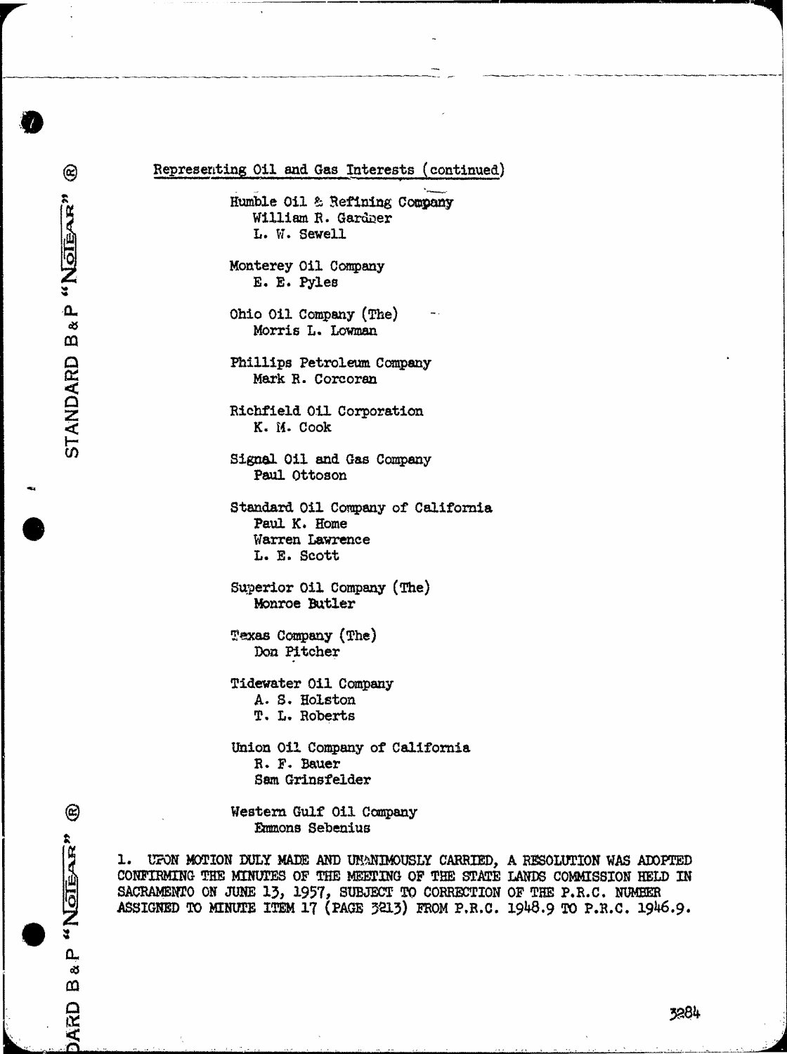Representing Oil and Gas Interests (continued)

Humble Oil & Refining Company
William R. Gardner
L. W. Sewell

Monterey Oil Company
E. E. Pyles

Ohio Oil Company (The)
Morris L. Lowman

Phillips Petroleum Company
Mark R. Corcoran

Richfield Oil Corporation
K. M. Cook

Signal Oil and Gas Company
Paul Ottoson

Standard Oil Company of California
Paul K. Home
Warren Lawrence
L. E. Scott

Superior Oil Company (The)
Monroe Butler

Texas Company (The)
Don Pitcher

Tidewater Oil Company
A. S. Holston
T. L. Roberts

Union Oil Company of California
R. F. Bauer
Sam Grinsfelder

Western Gulf Oil Company
Emmons Sebenius

1. UPON MOTION DULY MADE AND UNANIMOUSLY CARRIED, A RESOLUTION WAS ADOPTED CONFIRMING THE MINUTES OF THE MEETING OF THE STATE LANDS COMMISSION HELD IN SACRAMENTO ON JUNE 13, 1957, SUBJECT TO CORRECTION OF THE P.R.C. NUMBER ASSIGNED TO MINUTE ITEM 17 (PAGE 3213) FROM P.R.C. 1948.9 TO P.R.C. 1946.9.